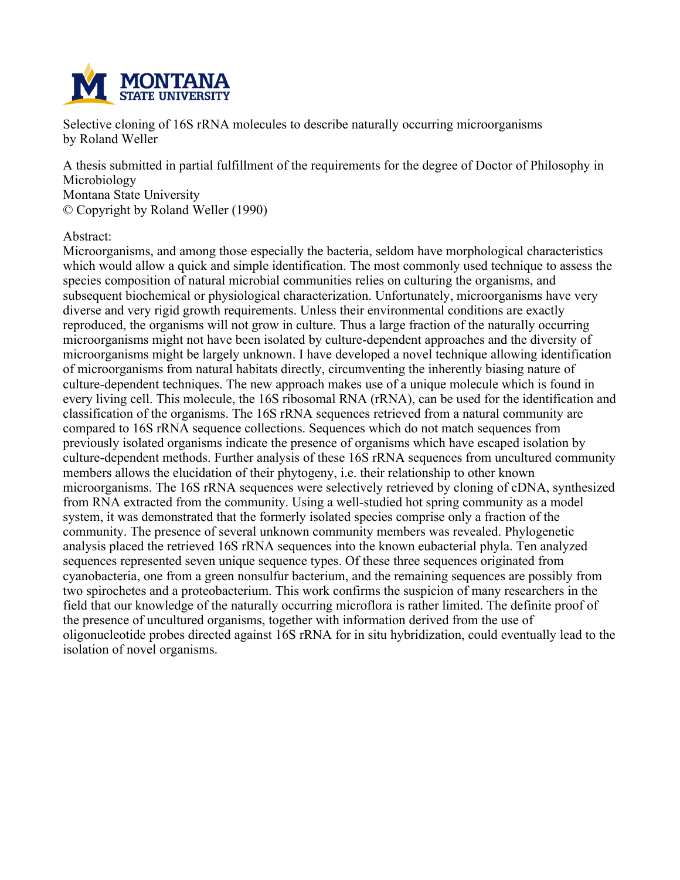Selective cloning of 16S rRNA molecules to describe naturally occurring microorganisms
by Roland Weller

A thesis submitted in partial fulfillment of the requirements for the degree of Doctor of Philosophy in Microbiology
Montana State University
© Copyright by Roland Weller (1990)

Abstract:
Microorganisms, and among those especially the bacteria, seldom have morphological characteristics which would allow a quick and simple identification. The most commonly used technique to assess the species composition of natural microbial communities relies on culturing the organisms, and subsequent biochemical or physiological characterization. Unfortunately, microorganisms have very diverse and very rigid growth requirements. Unless their environmental conditions are exactly reproduced, the organisms will not grow in culture. Thus a large fraction of the naturally occurring microorganisms might not have been isolated by culture-dependent approaches and the diversity of microorganisms might be largely unknown. I have developed a novel technique allowing identification of microorganisms from natural habitats directly, circumventing the inherently biasing nature of culture-dependent techniques. The new approach makes use of a unique molecule which is found in every living cell. This molecule, the 16S ribosomal RNA (rRNA), can be used for the identification and classification of the organisms. The 16S rRNA sequences retrieved from a natural community are compared to 16S rRNA sequence collections. Sequences which do not match sequences from previously isolated organisms indicate the presence of organisms which have escaped isolation by culture-dependent methods. Further analysis of these 16S rRNA sequences from uncultured community members allows the elucidation of their phytogeny, i.e. their relationship to other known microorganisms. The 16S rRNA sequences were selectively retrieved by cloning of cDNA, synthesized from RNA extracted from the community. Using a well-studied hot spring community as a model system, it was demonstrated that the formerly isolated species comprise only a fraction of the community. The presence of several unknown community members was revealed. Phylogenetic analysis placed the retrieved 16S rRNA sequences into the known eubacterial phyla. Ten analyzed sequences represented seven unique sequence types. Of these three sequences originated from cyanobacteria, one from a green nonsulfur bacterium, and the remaining sequences are possibly from two spirochetes and a proteobacterium. This work confirms the suspicion of many researchers in the field that our knowledge of the naturally occurring microflora is rather limited. The definite proof of the presence of uncultured organisms, together with information derived from the use of oligonucleotide probes directed against 16S rRNA for in situ hybridization, could eventually lead to the isolation of novel organisms.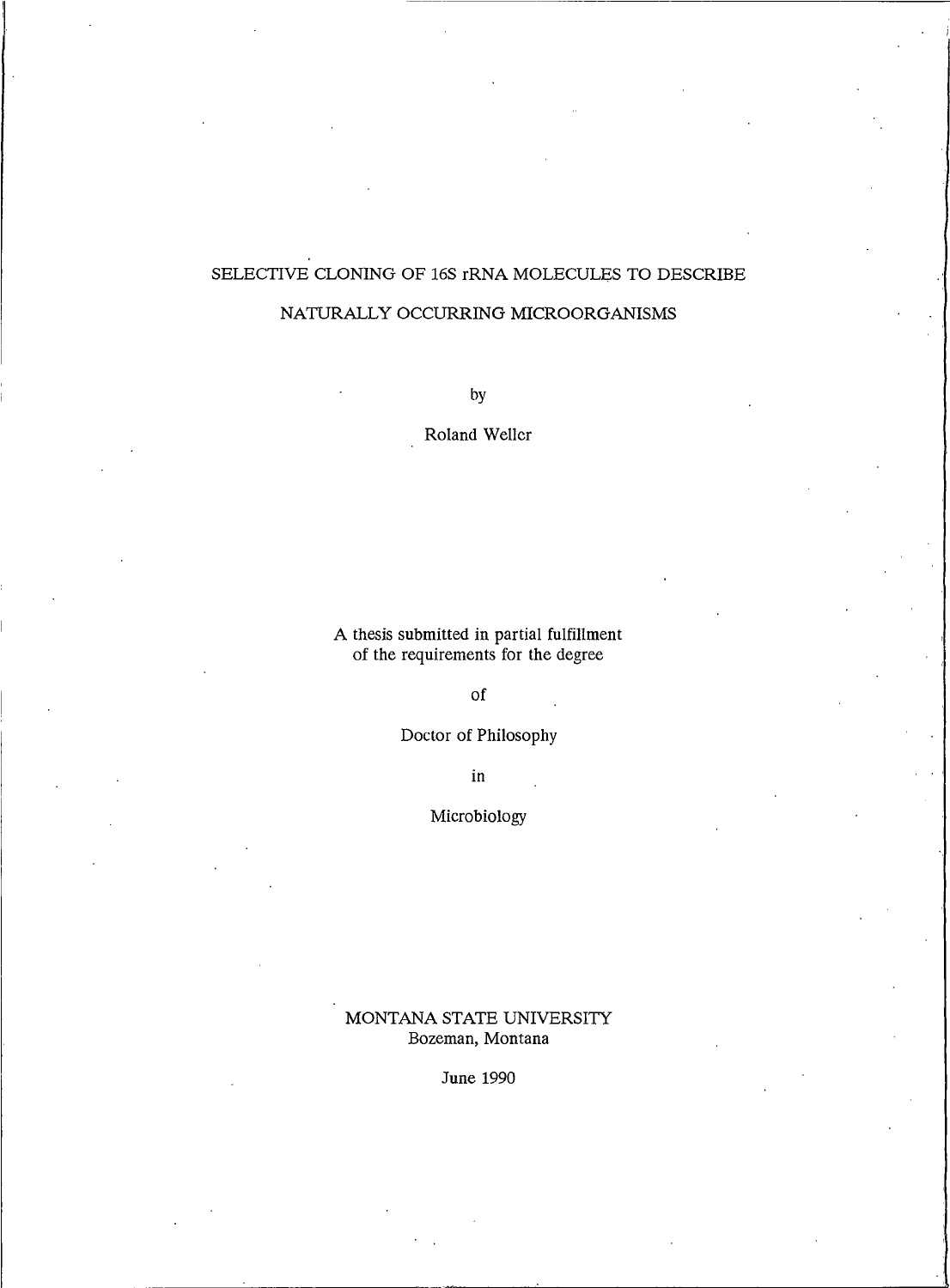# SELECTIVE CLONING OF 16S rRNA MOLECULES TO DESCRIBE NATURALLY OCCURRING MICROORGANISMS

by

Roland Weller

A thesis submitted in partial fulfillment
of the requirements for the degree

of

Doctor of Philosophy

in

Microbiology

MONTANA STATE UNIVERSITY
Bozeman, Montana

June 1990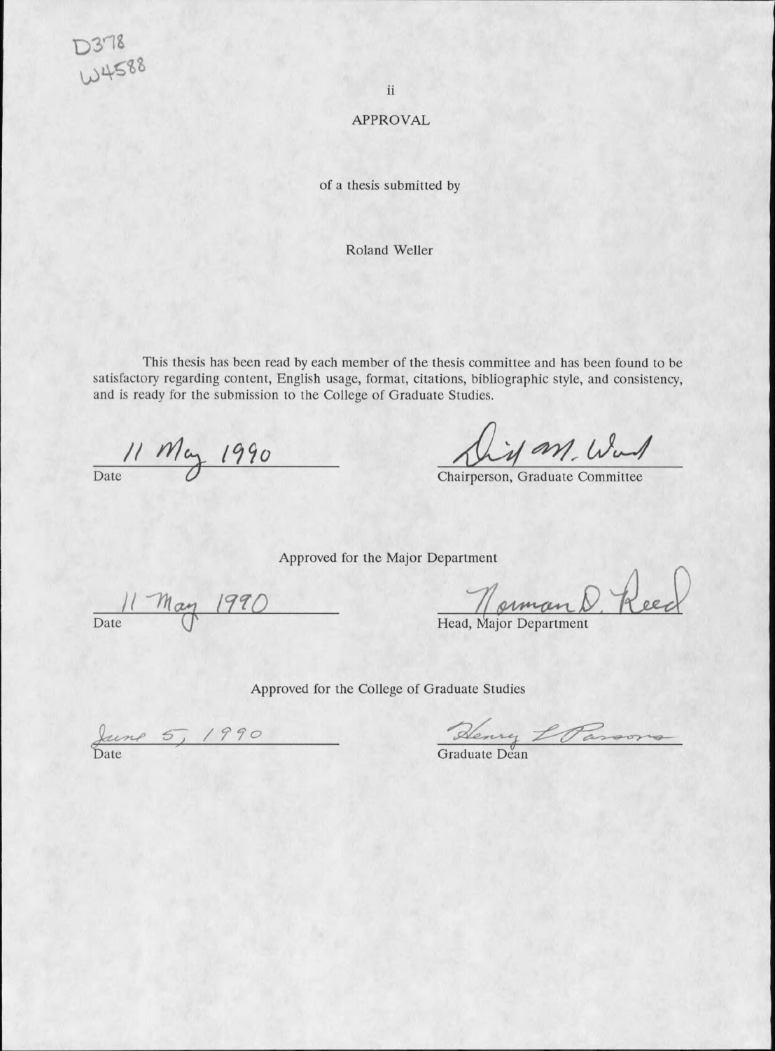D378
W4588

# APPROVAL

of a thesis submitted by

Roland Weller

This thesis has been read by each member of the thesis committee and has been found to be satisfactory regarding content, English usage, format, citations, bibliographic style, and consistency, and is ready for the submission to the College of Graduate Studies.

11 May 1990
Date

Dirk M. Ward
Chairperson, Graduate Committee

Approved for the Major Department

11 May 1990
Date

Norman D. Reed
Head, Major Department

Approved for the College of Graduate Studies

June 5, 1990
Date

Henry L Parsons
Graduate Dean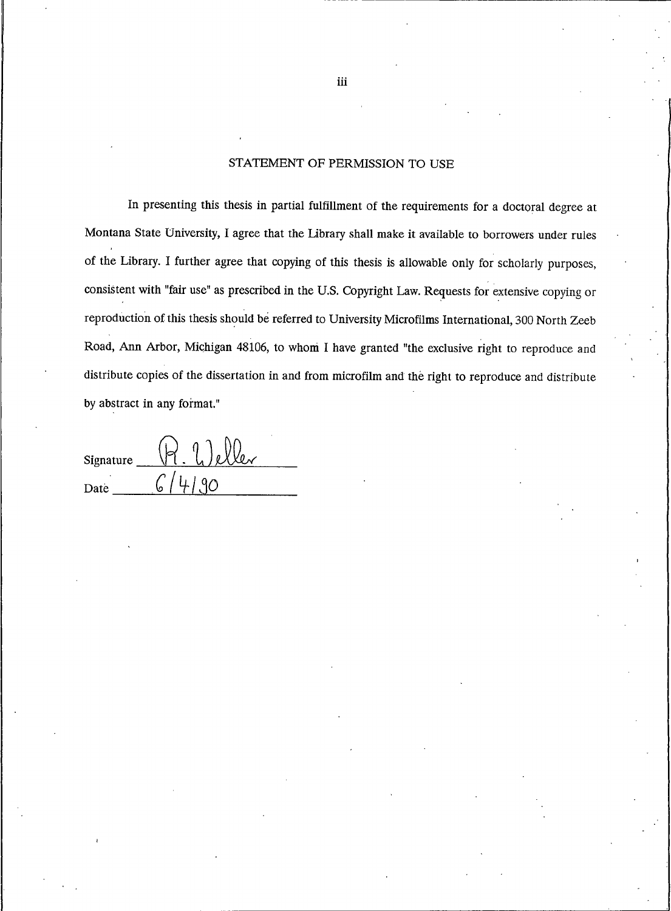## STATEMENT OF PERMISSION TO USE

In presenting this thesis in partial fulfillment of the requirements for a doctoral degree at Montana State University, I agree that the Library shall make it available to borrowers under rules of the Library. I further agree that copying of this thesis is allowable only for scholarly purposes, consistent with "fair use" as prescribed in the U.S. Copyright Law. Requests for extensive copying or reproduction of this thesis should be referred to University Microfilms International, 300 North Zeeb Road, Ann Arbor, Michigan 48106, to whom I have granted "the exclusive right to reproduce and distribute copies of the dissertation in and from microfilm and the right to reproduce and distribute by abstract in any format."

Signature R. Weller

Date 6/4/90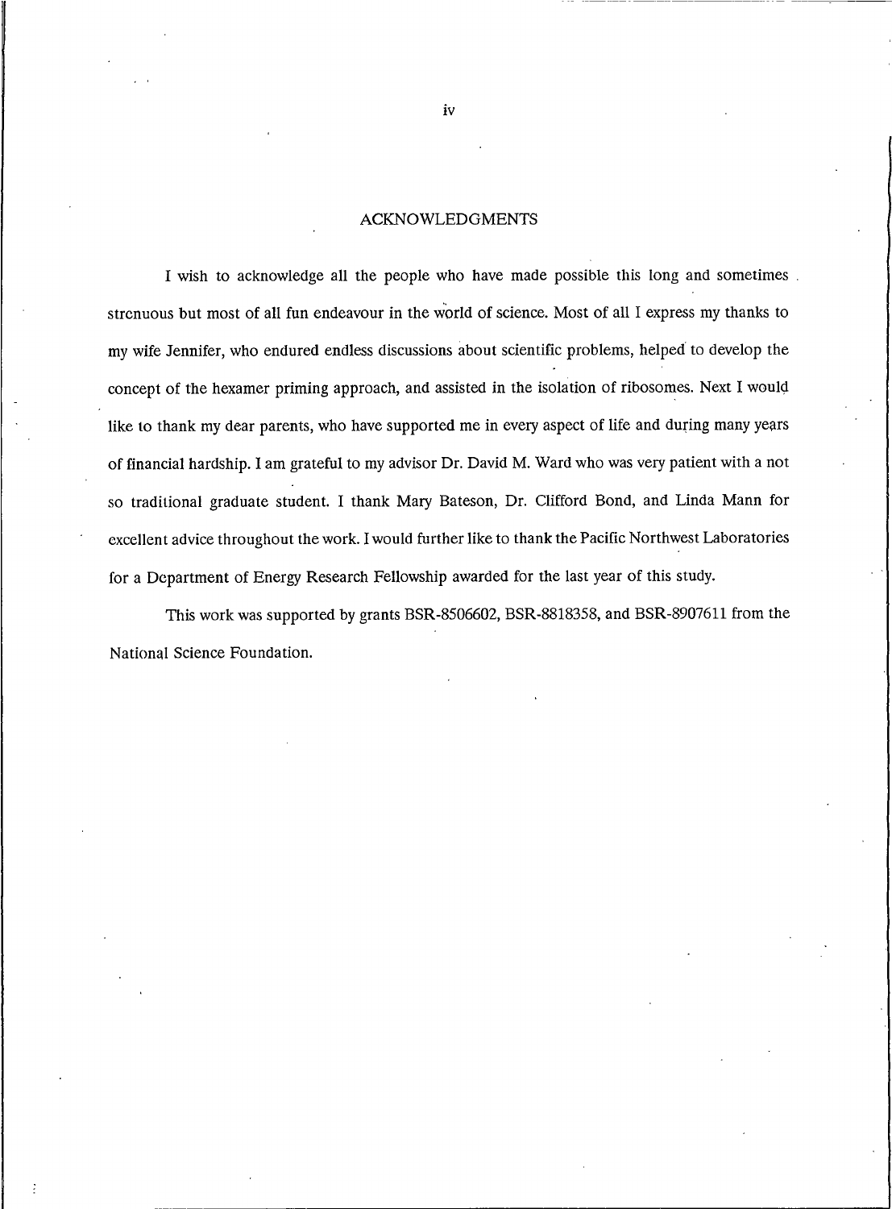# ACKNOWLEDGMENTS

I wish to acknowledge all the people who have made possible this long and sometimes strenuous but most of all fun endeavour in the world of science. Most of all I express my thanks to my wife Jennifer, who endured endless discussions about scientific problems, helped to develop the concept of the hexamer priming approach, and assisted in the isolation of ribosomes. Next I would like to thank my dear parents, who have supported me in every aspect of life and during many years of financial hardship. I am grateful to my advisor Dr. David M. Ward who was very patient with a not so traditional graduate student. I thank Mary Bateson, Dr. Clifford Bond, and Linda Mann for excellent advice throughout the work. I would further like to thank the Pacific Northwest Laboratories for a Department of Energy Research Fellowship awarded for the last year of this study.

This work was supported by grants BSR-8506602, BSR-8818358, and BSR-8907611 from the National Science Foundation.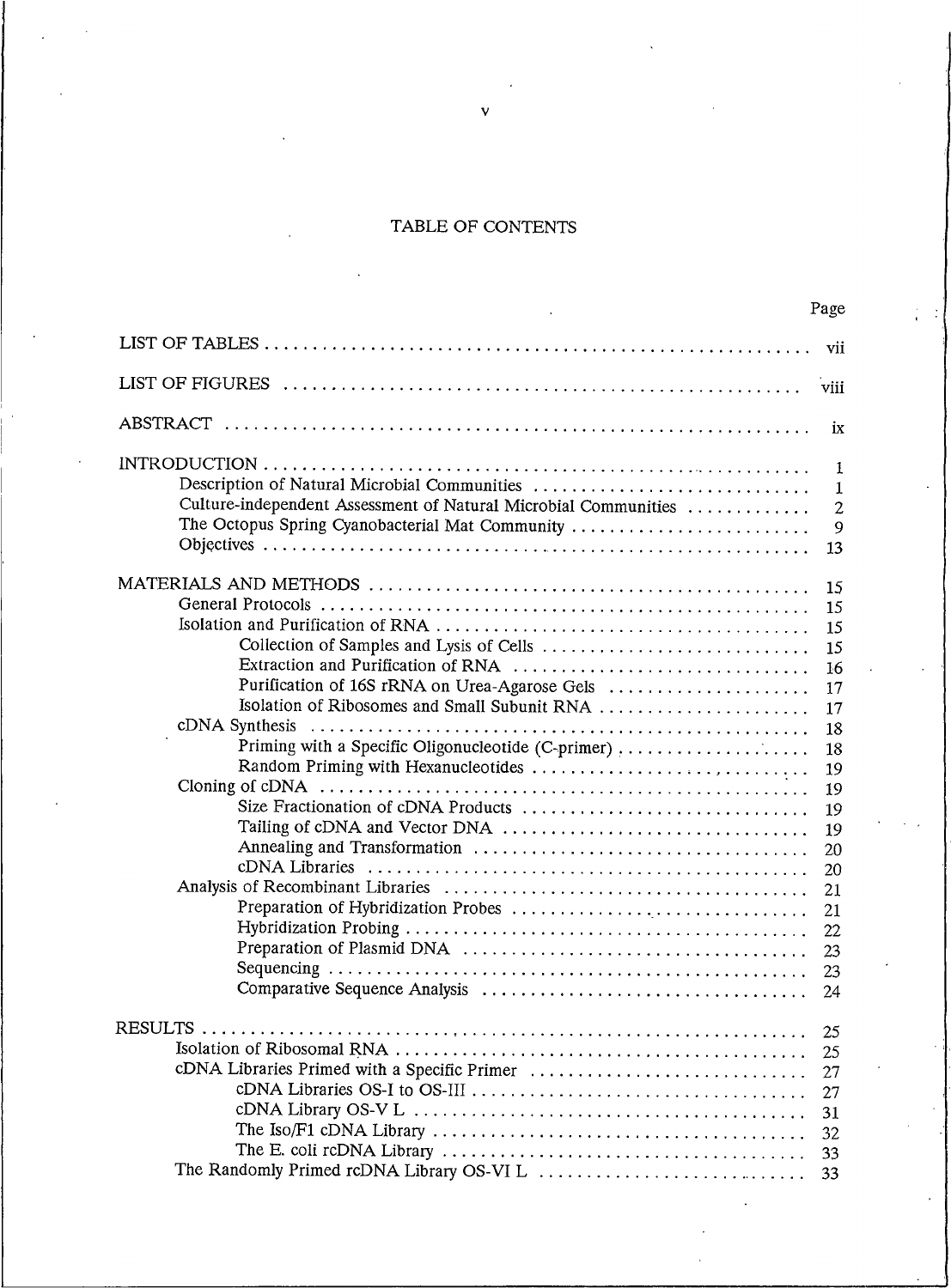# TABLE OF CONTENTS

| | Page |
|---|---|
| LIST OF TABLES | vii |
| LIST OF FIGURES | viii |
| ABSTRACT | ix |
| INTRODUCTION | 1 |
| Description of Natural Microbial Communities | 1 |
| Culture-independent Assessment of Natural Microbial Communities | 2 |
| The Octopus Spring Cyanobacterial Mat Community | 9 |
| Objectives | 13 |
| MATERIALS AND METHODS | 15 |
| General Protocols | 15 |
| Isolation and Purification of RNA | 15 |
| Collection of Samples and Lysis of Cells | 15 |
| Extraction and Purification of RNA | 16 |
| Purification of 16S rRNA on Urea-Agarose Gels | 17 |
| Isolation of Ribosomes and Small Subunit RNA | 17 |
| cDNA Synthesis | 18 |
| Priming with a Specific Oligonucleotide (C-primer) | 18 |
| Random Priming with Hexanucleotides | 19 |
| Cloning of cDNA | 19 |
| Size Fractionation of cDNA Products | 19 |
| Tailing of cDNA and Vector DNA | 19 |
| Annealing and Transformation | 20 |
| cDNA Libraries | 20 |
| Analysis of Recombinant Libraries | 21 |
| Preparation of Hybridization Probes | 21 |
| Hybridization Probing | 22 |
| Preparation of Plasmid DNA | 23 |
| Sequencing | 23 |
| Comparative Sequence Analysis | 24 |
| RESULTS | 25 |
| Isolation of Ribosomal RNA | 25 |
| cDNA Libraries Primed with a Specific Primer | 27 |
| cDNA Libraries OS-I to OS-III | 27 |
| cDNA Library OS-V L | 31 |
| The Iso/F1 cDNA Library | 32 |
| The E. coli rcDNA Library | 33 |
| The Randomly Primed rcDNA Library OS-VI L | 33 |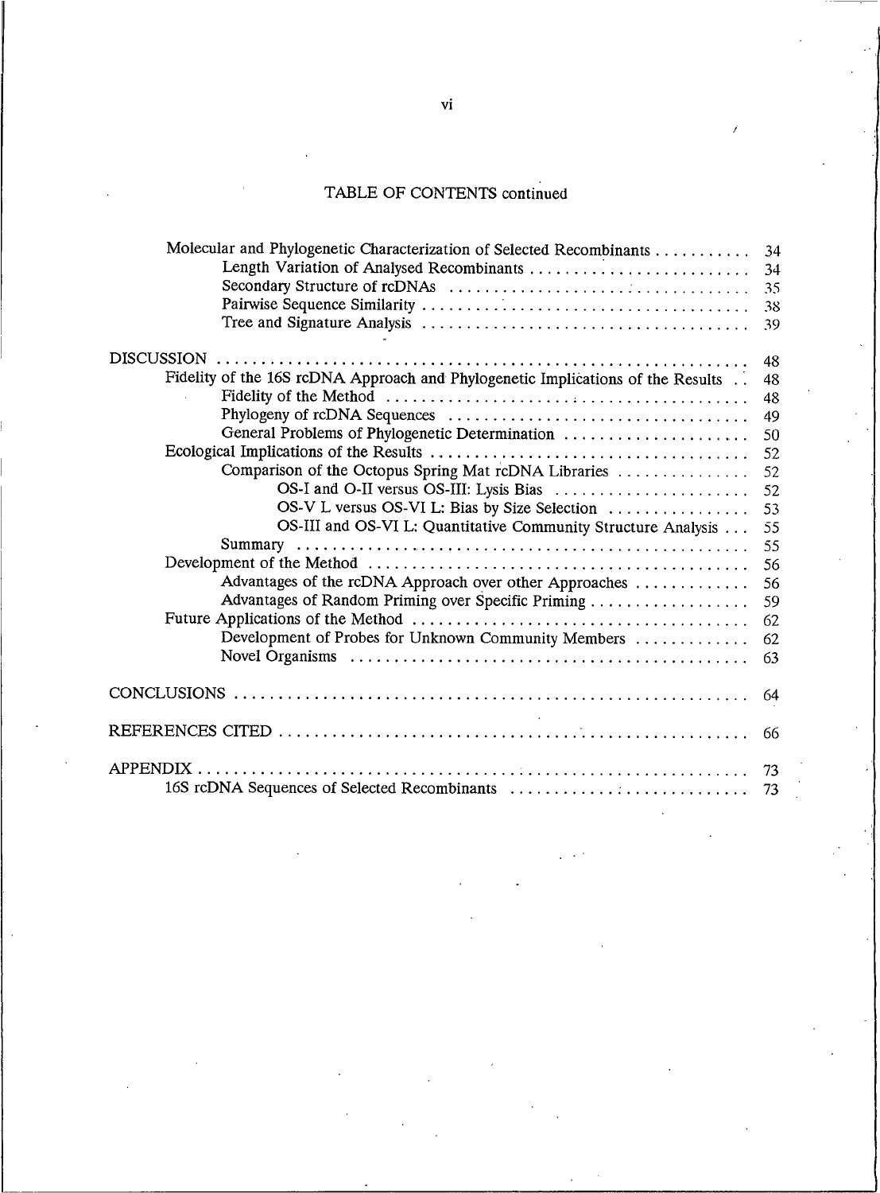TABLE OF CONTENTS continued

| | |
|---|---|
| Molecular and Phylogenetic Characterization of Selected Recombinants | 34 |
| Length Variation of Analysed Recombinants | 34 |
| Secondary Structure of rcDNAs | 35 |
| Pairwise Sequence Similarity | 38 |
| Tree and Signature Analysis | 39 |
| DISCUSSION | 48 |
| Fidelity of the 16S rcDNA Approach and Phylogenetic Implications of the Results | 48 |
| Fidelity of the Method | 48 |
| Phylogeny of rcDNA Sequences | 49 |
| General Problems of Phylogenetic Determination | 50 |
| Ecological Implications of the Results | 52 |
| Comparison of the Octopus Spring Mat rcDNA Libraries | 52 |
| OS-I and O-II versus OS-III: Lysis Bias | 52 |
| OS-V L versus OS-VI L: Bias by Size Selection | 53 |
| OS-III and OS-VI L: Quantitative Community Structure Analysis | 55 |
| Summary | 55 |
| Development of the Method | 56 |
| Advantages of the rcDNA Approach over other Approaches | 56 |
| Advantages of Random Priming over Specific Priming | 59 |
| Future Applications of the Method | 62 |
| Development of Probes for Unknown Community Members | 62 |
| Novel Organisms | 63 |
| CONCLUSIONS | 64 |
| REFERENCES CITED | 66 |
| APPENDIX | 73 |
| 16S rcDNA Sequences of Selected Recombinants | 73 |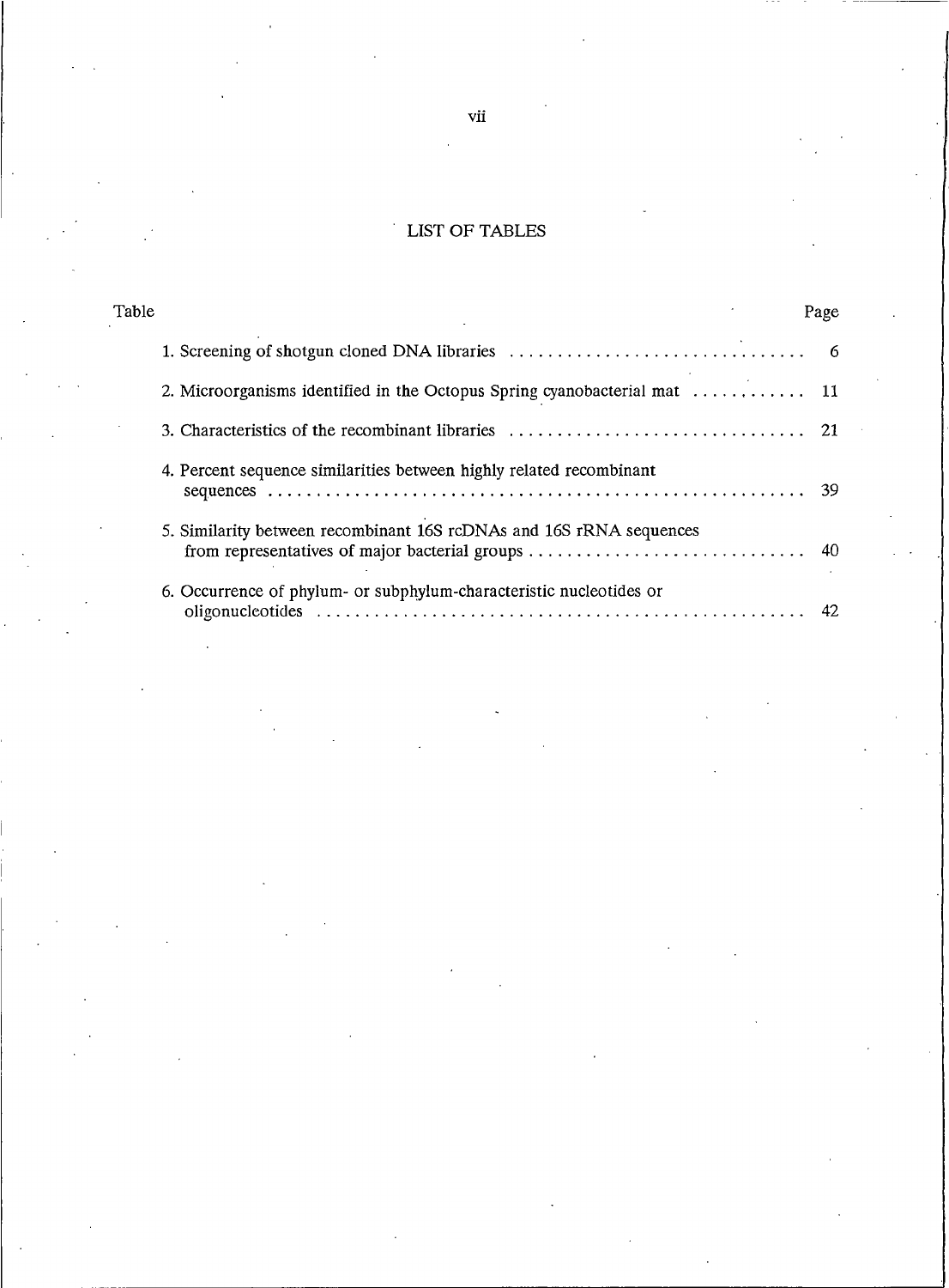# LIST OF TABLES

| Table | Page |
|---|---|
| 1. Screening of shotgun cloned DNA libraries | 6 |
| 2. Microorganisms identified in the Octopus Spring cyanobacterial mat | 11 |
| 3. Characteristics of the recombinant libraries | 21 |
| 4. Percent sequence similarities between highly related recombinant sequences | 39 |
| 5. Similarity between recombinant 16S rcDNAs and 16S rRNA sequences from representatives of major bacterial groups | 40 |
| 6. Occurrence of phylum- or subphylum-characteristic nucleotides or oligonucleotides | 42 |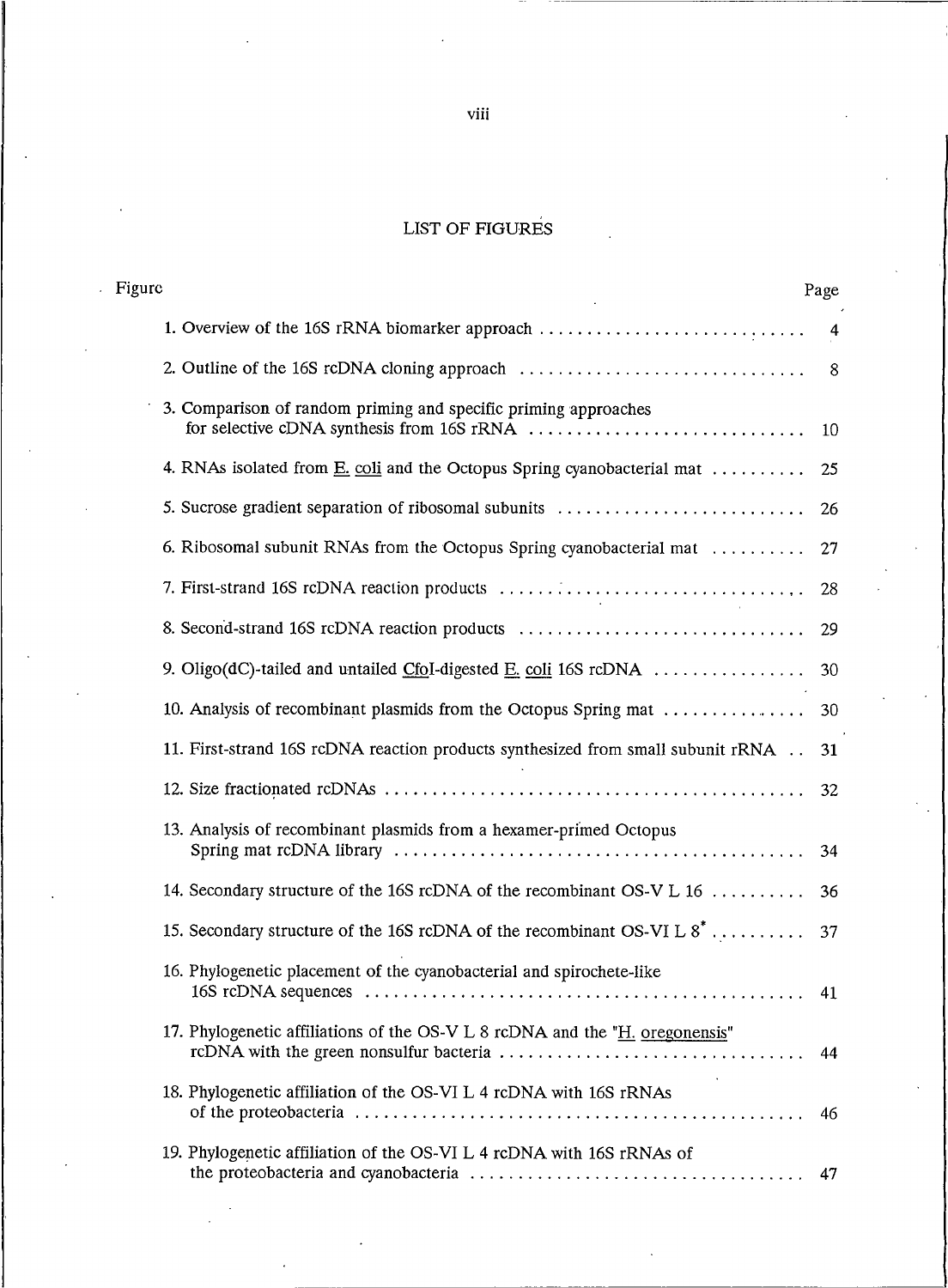# LIST OF FIGURES

| Figure | Page |
|---|---|
| 1. Overview of the 16S rRNA biomarker approach | 4 |
| 2. Outline of the 16S rcDNA cloning approach | 8 |
| 3. Comparison of random priming and specific priming approaches for selective cDNA synthesis from 16S rRNA | 10 |
| 4. RNAs isolated from E. coli and the Octopus Spring cyanobacterial mat | 25 |
| 5. Sucrose gradient separation of ribosomal subunits | 26 |
| 6. Ribosomal subunit RNAs from the Octopus Spring cyanobacterial mat | 27 |
| 7. First-strand 16S rcDNA reaction products | 28 |
| 8. Second-strand 16S rcDNA reaction products | 29 |
| 9. Oligo(dC)-tailed and untailed CfoI-digested E. coli 16S rcDNA | 30 |
| 10. Analysis of recombinant plasmids from the Octopus Spring mat | 30 |
| 11. First-strand 16S rcDNA reaction products synthesized from small subunit rRNA | 31 |
| 12. Size fractionated rcDNAs | 32 |
| 13. Analysis of recombinant plasmids from a hexamer-primed Octopus Spring mat rcDNA library | 34 |
| 14. Secondary structure of the 16S rcDNA of the recombinant OS-V L 16 | 36 |
| 15. Secondary structure of the 16S rcDNA of the recombinant OS-VI L 8* | 37 |
| 16. Phylogenetic placement of the cyanobacterial and spirochete-like 16S rcDNA sequences | 41 |
| 17. Phylogenetic affiliations of the OS-V L 8 rcDNA and the "H. oregonensis" rcDNA with the green nonsulfur bacteria | 44 |
| 18. Phylogenetic affiliation of the OS-VI L 4 rcDNA with 16S rRNAs of the proteobacteria | 46 |
| 19. Phylogenetic affiliation of the OS-VI L 4 rcDNA with 16S rRNAs of the proteobacteria and cyanobacteria | 47 |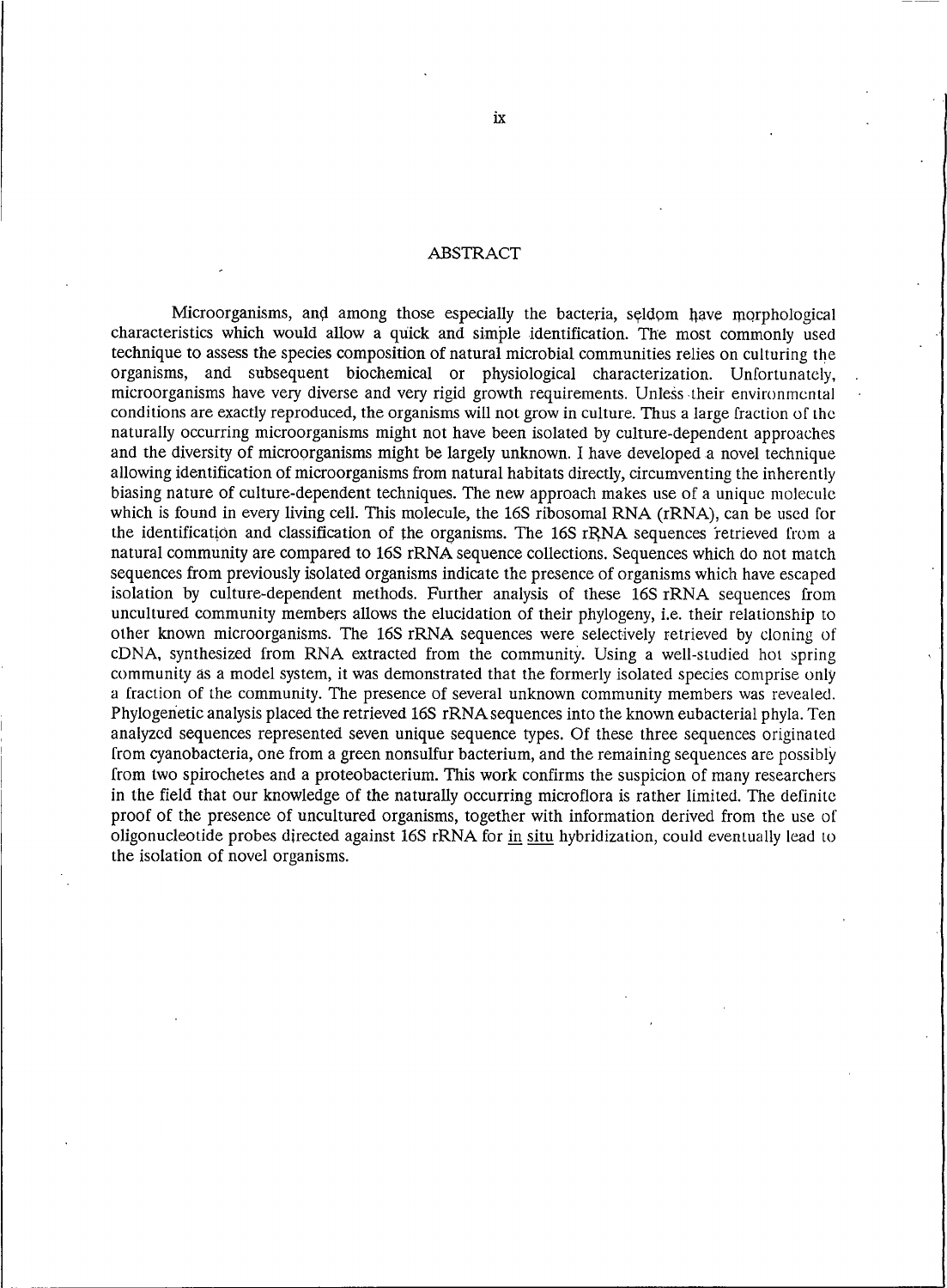# ABSTRACT

Microorganisms, and among those especially the bacteria, seldom have morphological characteristics which would allow a quick and simple identification. The most commonly used technique to assess the species composition of natural microbial communities relies on culturing the organisms, and subsequent biochemical or physiological characterization. Unfortunately, microorganisms have very diverse and very rigid growth requirements. Unless their environmental conditions are exactly reproduced, the organisms will not grow in culture. Thus a large fraction of the naturally occurring microorganisms might not have been isolated by culture-dependent approaches and the diversity of microorganisms might be largely unknown. I have developed a novel technique allowing identification of microorganisms from natural habitats directly, circumventing the inherently biasing nature of culture-dependent techniques. The new approach makes use of a unique molecule which is found in every living cell. This molecule, the 16S ribosomal RNA (rRNA), can be used for the identification and classification of the organisms. The 16S rRNA sequences retrieved from a natural community are compared to 16S rRNA sequence collections. Sequences which do not match sequences from previously isolated organisms indicate the presence of organisms which have escaped isolation by culture-dependent methods. Further analysis of these 16S rRNA sequences from uncultured community members allows the elucidation of their phylogeny, i.e. their relationship to other known microorganisms. The 16S rRNA sequences were selectively retrieved by cloning of cDNA, synthesized from RNA extracted from the community. Using a well-studied hot spring community as a model system, it was demonstrated that the formerly isolated species comprise only a fraction of the community. The presence of several unknown community members was revealed. Phylogenetic analysis placed the retrieved 16S rRNA sequences into the known eubacterial phyla. Ten analyzed sequences represented seven unique sequence types. Of these three sequences originated from cyanobacteria, one from a green nonsulfur bacterium, and the remaining sequences are possibly from two spirochetes and a proteobacterium. This work confirms the suspicion of many researchers in the field that our knowledge of the naturally occurring microflora is rather limited. The definite proof of the presence of uncultured organisms, together with information derived from the use of oligonucleotide probes directed against 16S rRNA for in situ hybridization, could eventually lead to the isolation of novel organisms.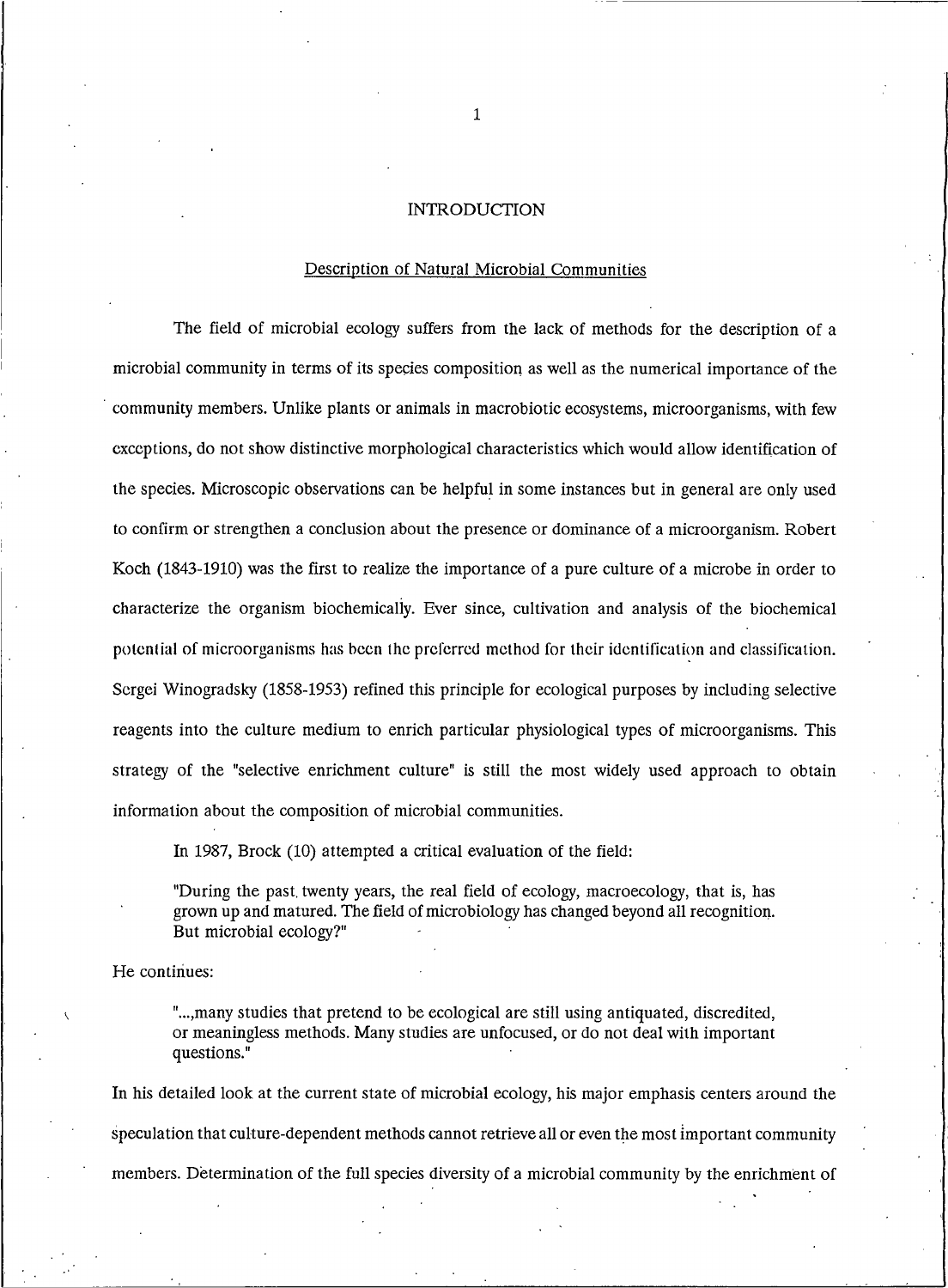# INTRODUCTION

## Description of Natural Microbial Communities

The field of microbial ecology suffers from the lack of methods for the description of a microbial community in terms of its species composition as well as the numerical importance of the community members. Unlike plants or animals in macrobiotic ecosystems, microorganisms, with few exceptions, do not show distinctive morphological characteristics which would allow identification of the species. Microscopic observations can be helpful in some instances but in general are only used to confirm or strengthen a conclusion about the presence or dominance of a microorganism. Robert Koch (1843-1910) was the first to realize the importance of a pure culture of a microbe in order to characterize the organism biochemically. Ever since, cultivation and analysis of the biochemical potential of microorganisms has been the preferred method for their identification and classification. Sergei Winogradsky (1858-1953) refined this principle for ecological purposes by including selective reagents into the culture medium to enrich particular physiological types of microorganisms. This strategy of the "selective enrichment culture" is still the most widely used approach to obtain information about the composition of microbial communities.

In 1987, Brock (10) attempted a critical evaluation of the field:

> "During the past twenty years, the real field of ecology, macroecology, that is, has grown up and matured. The field of microbiology has changed beyond all recognition. But microbial ecology?"

He continues:

> "...,many studies that pretend to be ecological are still using antiquated, discredited, or meaningless methods. Many studies are unfocused, or do not deal with important questions."

In his detailed look at the current state of microbial ecology, his major emphasis centers around the speculation that culture-dependent methods cannot retrieve all or even the most important community members. Determination of the full species diversity of a microbial community by the enrichment of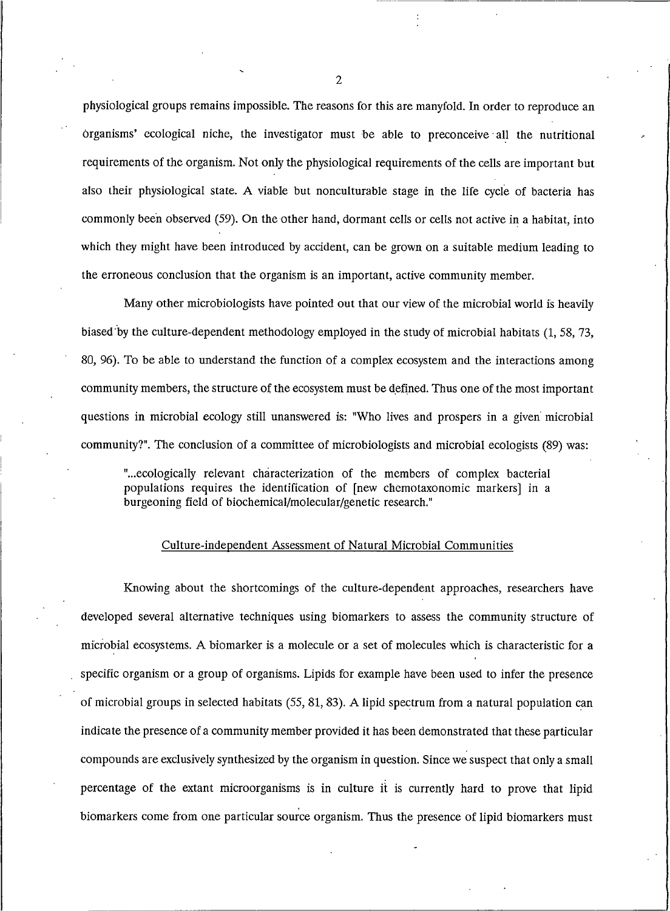physiological groups remains impossible. The reasons for this are manyfold. In order to reproduce an organisms' ecological niche, the investigator must be able to preconceive all the nutritional requirements of the organism. Not only the physiological requirements of the cells are important but also their physiological state. A viable but nonculturable stage in the life cycle of bacteria has commonly been observed (59). On the other hand, dormant cells or cells not active in a habitat, into which they might have been introduced by accident, can be grown on a suitable medium leading to the erroneous conclusion that the organism is an important, active community member.

Many other microbiologists have pointed out that our view of the microbial world is heavily biased by the culture-dependent methodology employed in the study of microbial habitats (1, 58, 73, 80, 96). To be able to understand the function of a complex ecosystem and the interactions among community members, the structure of the ecosystem must be defined. Thus one of the most important questions in microbial ecology still unanswered is: "Who lives and prospers in a given microbial community?". The conclusion of a committee of microbiologists and microbial ecologists (89) was:

> "...ecologically relevant characterization of the members of complex bacterial populations requires the identification of [new chemotaxonomic markers] in a burgeoning field of biochemical/molecular/genetic research."

## Culture-independent Assessment of Natural Microbial Communities

Knowing about the shortcomings of the culture-dependent approaches, researchers have developed several alternative techniques using biomarkers to assess the community structure of microbial ecosystems. A biomarker is a molecule or a set of molecules which is characteristic for a specific organism or a group of organisms. Lipids for example have been used to infer the presence of microbial groups in selected habitats (55, 81, 83). A lipid spectrum from a natural population can indicate the presence of a community member provided it has been demonstrated that these particular compounds are exclusively synthesized by the organism in question. Since we suspect that only a small percentage of the extant microorganisms is in culture it is currently hard to prove that lipid biomarkers come from one particular source organism. Thus the presence of lipid biomarkers must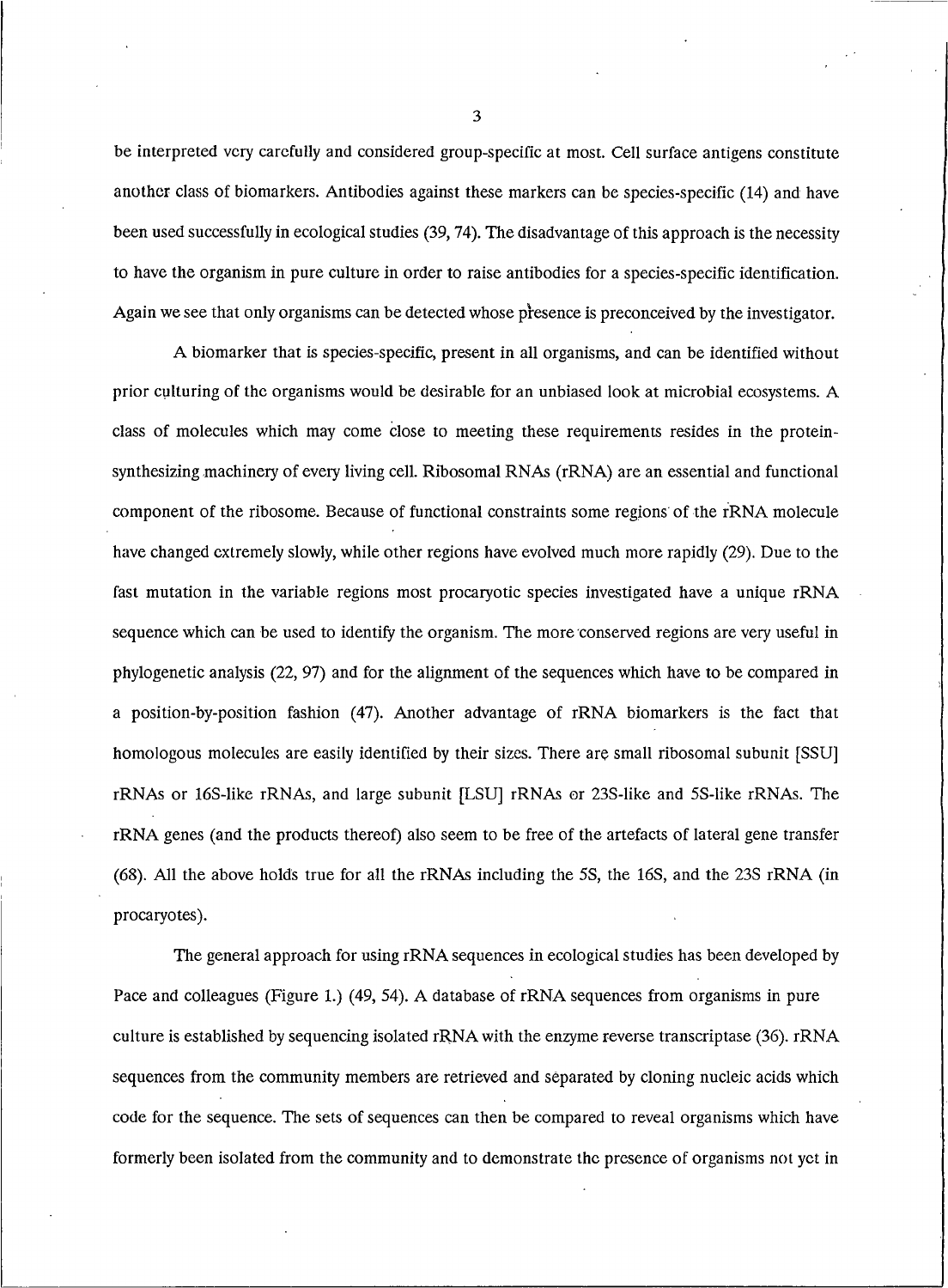be interpreted very carefully and considered group-specific at most. Cell surface antigens constitute another class of biomarkers. Antibodies against these markers can be species-specific (14) and have been used successfully in ecological studies (39, 74). The disadvantage of this approach is the necessity to have the organism in pure culture in order to raise antibodies for a species-specific identification. Again we see that only organisms can be detected whose presence is preconceived by the investigator.

A biomarker that is species-specific, present in all organisms, and can be identified without prior culturing of the organisms would be desirable for an unbiased look at microbial ecosystems. A class of molecules which may come close to meeting these requirements resides in the protein-synthesizing machinery of every living cell. Ribosomal RNAs (rRNA) are an essential and functional component of the ribosome. Because of functional constraints some regions of the rRNA molecule have changed extremely slowly, while other regions have evolved much more rapidly (29). Due to the fast mutation in the variable regions most procaryotic species investigated have a unique rRNA sequence which can be used to identify the organism. The more conserved regions are very useful in phylogenetic analysis (22, 97) and for the alignment of the sequences which have to be compared in a position-by-position fashion (47). Another advantage of rRNA biomarkers is the fact that homologous molecules are easily identified by their sizes. There are small ribosomal subunit [SSU] rRNAs or 16S-like rRNAs, and large subunit [LSU] rRNAs or 23S-like and 5S-like rRNAs. The rRNA genes (and the products thereof) also seem to be free of the artefacts of lateral gene transfer (68). All the above holds true for all the rRNAs including the 5S, the 16S, and the 23S rRNA (in procaryotes).

The general approach for using rRNA sequences in ecological studies has been developed by Pace and colleagues (Figure 1.) (49, 54). A database of rRNA sequences from organisms in pure culture is established by sequencing isolated rRNA with the enzyme reverse transcriptase (36). rRNA sequences from the community members are retrieved and separated by cloning nucleic acids which code for the sequence. The sets of sequences can then be compared to reveal organisms which have formerly been isolated from the community and to demonstrate the presence of organisms not yet in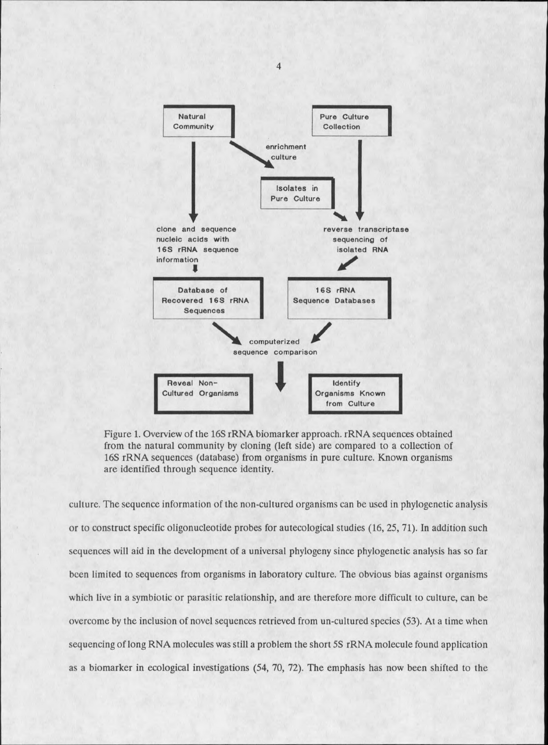Natural Community

Pure Culture Collection

enrichment culture

Isolates in Pure Culture

clone and sequence nucleic acids with 16S rRNA sequence information

reverse transcriptase sequencing of isolated RNA

Database of Recovered 16S rRNA Sequences

16S rRNA Sequence Databases

computerized sequence comparison

Reveal Non-Cultured Organisms

Identify Organisms Known from Culture

Figure 1. Overview of the 16S rRNA biomarker approach. rRNA sequences obtained from the natural community by cloning (left side) are compared to a collection of 16S rRNA sequences (database) from organisms in pure culture. Known organisms are identified through sequence identity.

culture. The sequence information of the non-cultured organisms can be used in phylogenetic analysis or to construct specific oligonucleotide probes for autecological studies (16, 25, 71). In addition such sequences will aid in the development of a universal phylogeny since phylogenetic analysis has so far been limited to sequences from organisms in laboratory culture. The obvious bias against organisms which live in a symbiotic or parasitic relationship, and are therefore more difficult to culture, can be overcome by the inclusion of novel sequences retrieved from un-cultured species (53). At a time when sequencing of long RNA molecules was still a problem the short 5S rRNA molecule found application as a biomarker in ecological investigations (54, 70, 72). The emphasis has now been shifted to the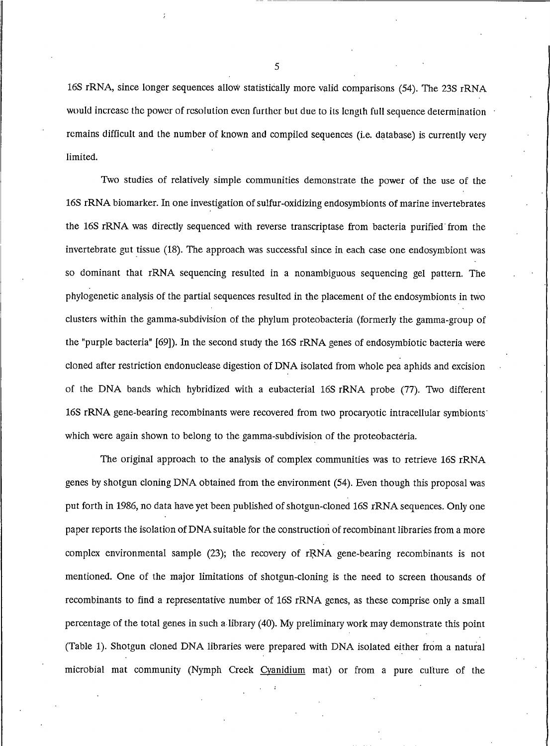16S rRNA, since longer sequences allow statistically more valid comparisons (54). The 23S rRNA would increase the power of resolution even further but due to its length full sequence determination remains difficult and the number of known and compiled sequences (i.e. database) is currently very limited.

Two studies of relatively simple communities demonstrate the power of the use of the 16S rRNA biomarker. In one investigation of sulfur-oxidizing endosymbionts of marine invertebrates the 16S rRNA was directly sequenced with reverse transcriptase from bacteria purified from the invertebrate gut tissue (18). The approach was successful since in each case one endosymbiont was so dominant that rRNA sequencing resulted in a nonambiguous sequencing gel pattern. The phylogenetic analysis of the partial sequences resulted in the placement of the endosymbionts in two clusters within the gamma-subdivision of the phylum proteobacteria (formerly the gamma-group of the "purple bacteria" [69]). In the second study the 16S rRNA genes of endosymbiotic bacteria were cloned after restriction endonuclease digestion of DNA isolated from whole pea aphids and excision of the DNA bands which hybridized with a eubacterial 16S rRNA probe (77). Two different 16S rRNA gene-bearing recombinants were recovered from two procaryotic intracellular symbionts which were again shown to belong to the gamma-subdivision of the proteobacteria.

The original approach to the analysis of complex communities was to retrieve 16S rRNA genes by shotgun cloning DNA obtained from the environment (54). Even though this proposal was put forth in 1986, no data have yet been published of shotgun-cloned 16S rRNA sequences. Only one paper reports the isolation of DNA suitable for the construction of recombinant libraries from a more complex environmental sample (23); the recovery of rRNA gene-bearing recombinants is not mentioned. One of the major limitations of shotgun-cloning is the need to screen thousands of recombinants to find a representative number of 16S rRNA genes, as these comprise only a small percentage of the total genes in such a library (40). My preliminary work may demonstrate this point (Table 1). Shotgun cloned DNA libraries were prepared with DNA isolated either from a natural microbial mat community (Nymph Creek Cyanidium mat) or from a pure culture of the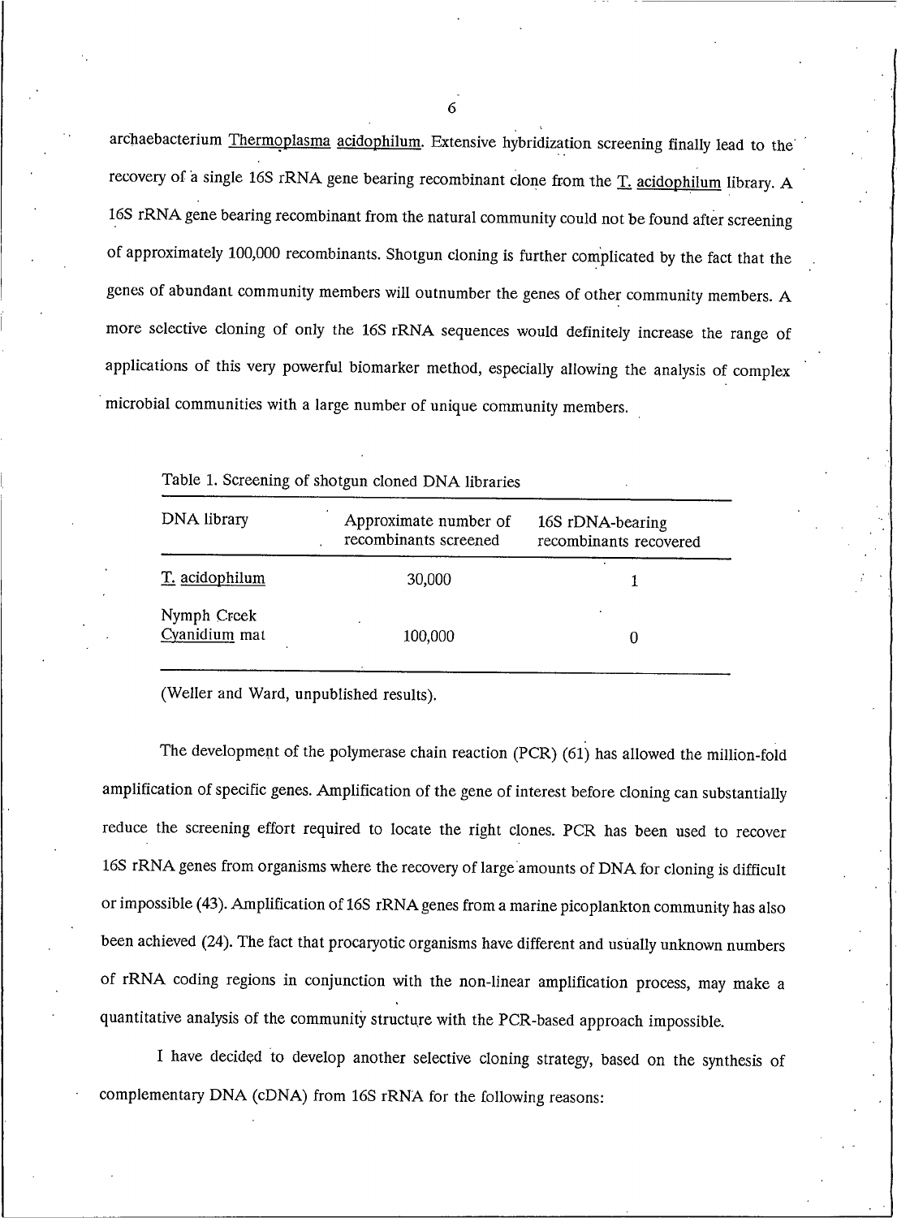archaebacterium Thermoplasma acidophilum. Extensive hybridization screening finally lead to the recovery of a single 16S rRNA gene bearing recombinant clone from the T. acidophilum library. A 16S rRNA gene bearing recombinant from the natural community could not be found after screening of approximately 100,000 recombinants. Shotgun cloning is further complicated by the fact that the genes of abundant community members will outnumber the genes of other community members. A more selective cloning of only the 16S rRNA sequences would definitely increase the range of applications of this very powerful biomarker method, especially allowing the analysis of complex microbial communities with a large number of unique community members.

Table 1. Screening of shotgun cloned DNA libraries

| DNA library | Approximate number of recombinants screened | 16S rDNA-bearing recombinants recovered |
|---|---|---|
| T. acidophilum | 30,000 | 1 |
| Nymph Creek Cyanidium mat | 100,000 | 0 |

(Weller and Ward, unpublished results).

The development of the polymerase chain reaction (PCR) (61) has allowed the million-fold amplification of specific genes. Amplification of the gene of interest before cloning can substantially reduce the screening effort required to locate the right clones. PCR has been used to recover 16S rRNA genes from organisms where the recovery of large amounts of DNA for cloning is difficult or impossible (43). Amplification of 16S rRNA genes from a marine picoplankton community has also been achieved (24). The fact that procaryotic organisms have different and usually unknown numbers of rRNA coding regions in conjunction with the non-linear amplification process, may make a quantitative analysis of the community structure with the PCR-based approach impossible.

I have decided to develop another selective cloning strategy, based on the synthesis of complementary DNA (cDNA) from 16S rRNA for the following reasons: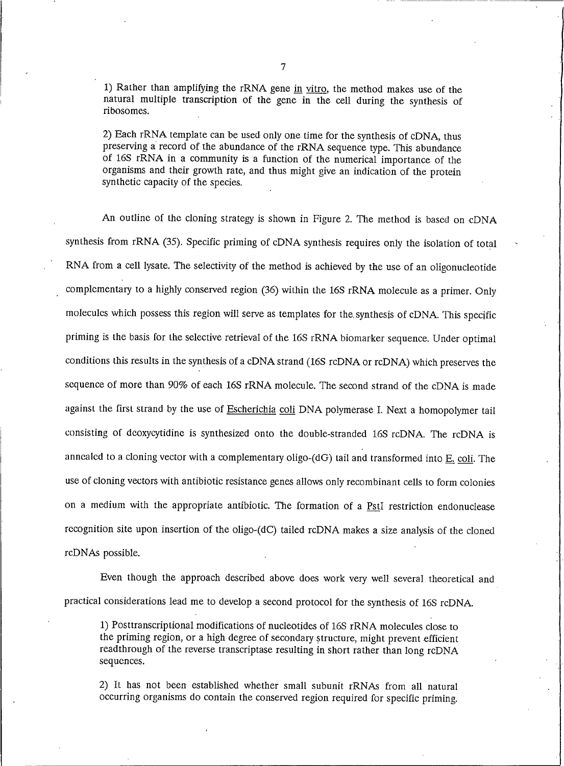1) Rather than amplifying the rRNA gene *in vitro*, the method makes use of the natural multiple transcription of the gene in the cell during the synthesis of ribosomes.

2) Each rRNA template can be used only one time for the synthesis of cDNA, thus preserving a record of the abundance of the rRNA sequence type. This abundance of 16S rRNA in a community is a function of the numerical importance of the organisms and their growth rate, and thus might give an indication of the protein synthetic capacity of the species.

An outline of the cloning strategy is shown in Figure 2. The method is based on cDNA synthesis from rRNA (35). Specific priming of cDNA synthesis requires only the isolation of total RNA from a cell lysate. The selectivity of the method is achieved by the use of an oligonucleotide complementary to a highly conserved region (36) within the 16S rRNA molecule as a primer. Only molecules which possess this region will serve as templates for the synthesis of cDNA. This specific priming is the basis for the selective retrieval of the 16S rRNA biomarker sequence. Under optimal conditions this results in the synthesis of a cDNA strand (16S rcDNA or rcDNA) which preserves the sequence of more than 90% of each 16S rRNA molecule. The second strand of the cDNA is made against the first strand by the use of *Escherichia coli* DNA polymerase I. Next a homopolymer tail consisting of deoxycytidine is synthesized onto the double-stranded 16S rcDNA. The rcDNA is annealed to a cloning vector with a complementary oligo-(dG) tail and transformed into *E. coli*. The use of cloning vectors with antibiotic resistance genes allows only recombinant cells to form colonies on a medium with the appropriate antibiotic. The formation of a *PstI* restriction endonuclease recognition site upon insertion of the oligo-(dC) tailed rcDNA makes a size analysis of the cloned rcDNAs possible.

Even though the approach described above does work very well several theoretical and practical considerations lead me to develop a second protocol for the synthesis of 16S rcDNA.

1) Posttranscriptional modifications of nucleotides of 16S rRNA molecules close to the priming region, or a high degree of secondary structure, might prevent efficient readthrough of the reverse transcriptase resulting in short rather than long rcDNA sequences.

2) It has not been established whether small subunit rRNAs from all natural occurring organisms do contain the conserved region required for specific priming.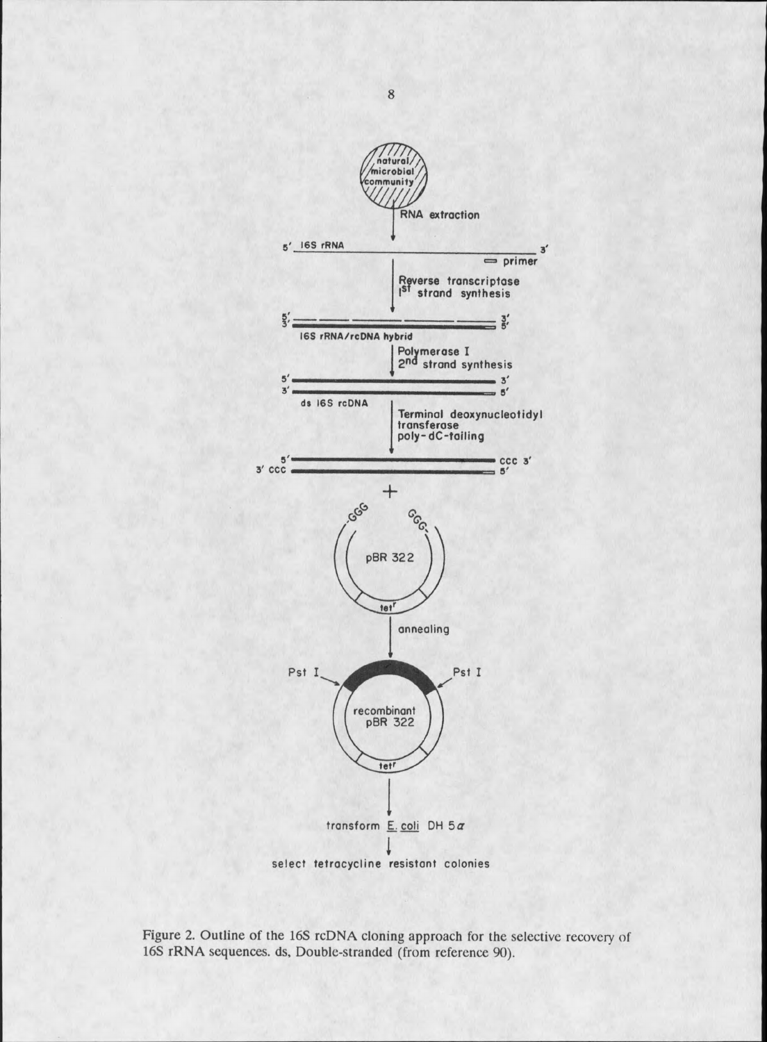Figure 2. Outline of the 16S rcDNA cloning approach for the selective recovery of 16S rRNA sequences. ds, Double-stranded (from reference 90).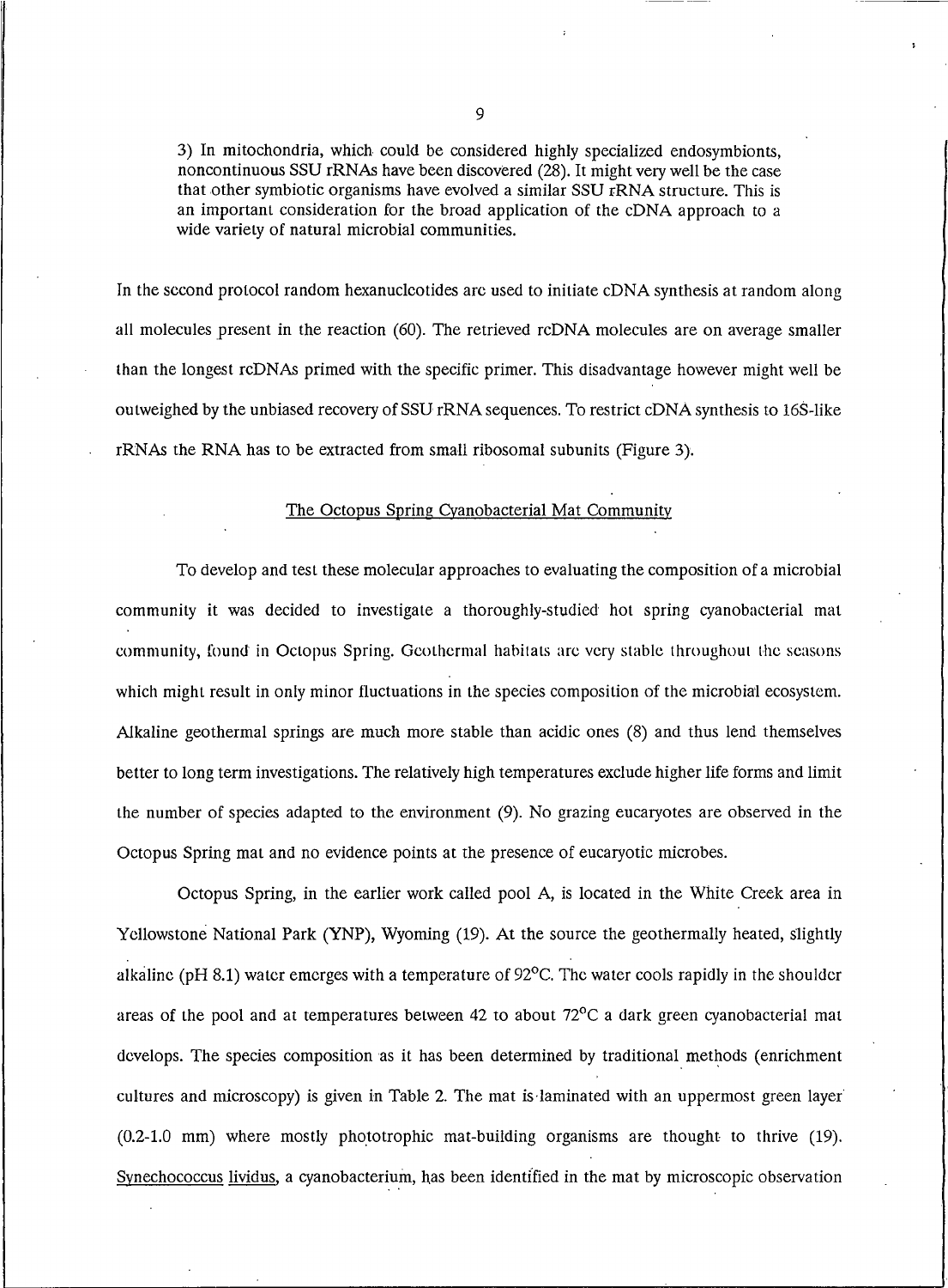3) In mitochondria, which could be considered highly specialized endosymbionts, noncontinuous SSU rRNAs have been discovered (28). It might very well be the case that other symbiotic organisms have evolved a similar SSU rRNA structure. This is an important consideration for the broad application of the cDNA approach to a wide variety of natural microbial communities.

In the second protocol random hexanucleotides are used to initiate cDNA synthesis at random along all molecules present in the reaction (60). The retrieved rcDNA molecules are on average smaller than the longest rcDNAs primed with the specific primer. This disadvantage however might well be outweighed by the unbiased recovery of SSU rRNA sequences. To restrict cDNA synthesis to 16S-like rRNAs the RNA has to be extracted from small ribosomal subunits (Figure 3).

## The Octopus Spring Cyanobacterial Mat Community

To develop and test these molecular approaches to evaluating the composition of a microbial community it was decided to investigate a thoroughly-studied hot spring cyanobacterial mat community, found in Octopus Spring. Geothermal habitats are very stable throughout the seasons which might result in only minor fluctuations in the species composition of the microbial ecosystem. Alkaline geothermal springs are much more stable than acidic ones (8) and thus lend themselves better to long term investigations. The relatively high temperatures exclude higher life forms and limit the number of species adapted to the environment (9). No grazing eucaryotes are observed in the Octopus Spring mat and no evidence points at the presence of eucaryotic microbes.

Octopus Spring, in the earlier work called pool A, is located in the White Creek area in Yellowstone National Park (YNP), Wyoming (19). At the source the geothermally heated, slightly alkaline (pH 8.1) water emerges with a temperature of 92°C. The water cools rapidly in the shoulder areas of the pool and at temperatures between 42 to about 72°C a dark green cyanobacterial mat develops. The species composition as it has been determined by traditional methods (enrichment cultures and microscopy) is given in Table 2. The mat is laminated with an uppermost green layer (0.2-1.0 mm) where mostly phototrophic mat-building organisms are thought to thrive (19). Synechococcus lividus, a cyanobacterium, has been identified in the mat by microscopic observation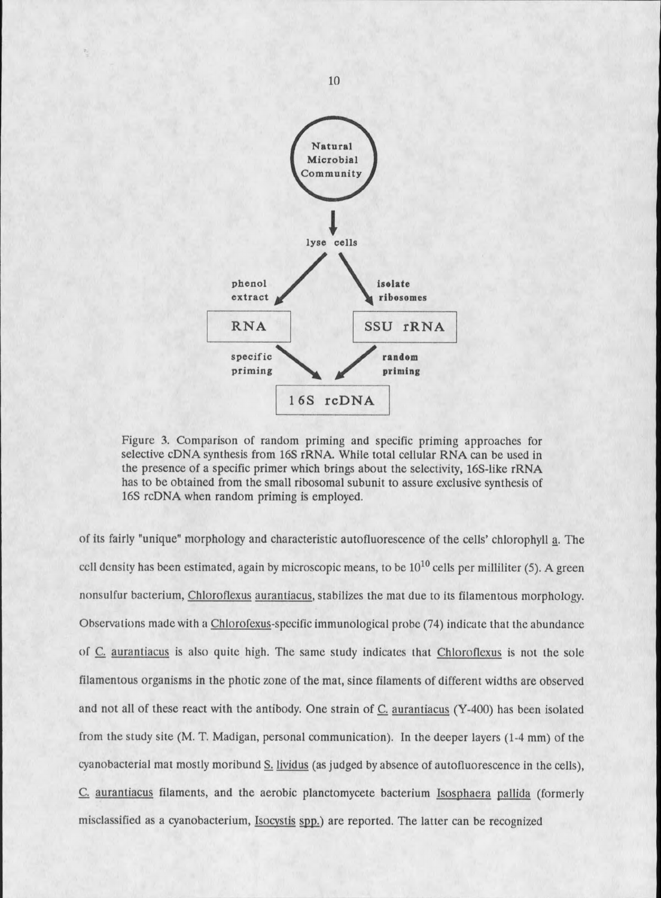Figure 3. Comparison of random priming and specific priming approaches for selective cDNA synthesis from 16S rRNA. While total cellular RNA can be used in the presence of a specific primer which brings about the selectivity, 16S-like rRNA has to be obtained from the small ribosomal subunit to assure exclusive synthesis of 16S rcDNA when random priming is employed.

of its fairly "unique" morphology and characteristic autofluorescence of the cells' chlorophyll *a*. The cell density has been estimated, again by microscopic means, to be $10^{10}$ cells per milliliter (5). A green nonsulfur bacterium, *Chloroflexus aurantiacus*, stabilizes the mat due to its filamentous morphology. Observations made with a *Chlorofexus*-specific immunological probe (74) indicate that the abundance of *C. aurantiacus* is also quite high. The same study indicates that *Chloroflexus* is not the sole filamentous organisms in the photic zone of the mat, since filaments of different widths are observed and not all of these react with the antibody. One strain of *C. aurantiacus* (Y-400) has been isolated from the study site (M. T. Madigan, personal communication). In the deeper layers (1-4 mm) of the cyanobacterial mat mostly moribund *S. lividus* (as judged by absence of autofluorescence in the cells), *C. aurantiacus* filaments, and the aerobic planctomycete bacterium *Isosphaera pallida* (formerly misclassified as a cyanobacterium, *Isocystis spp.*) are reported. The latter can be recognized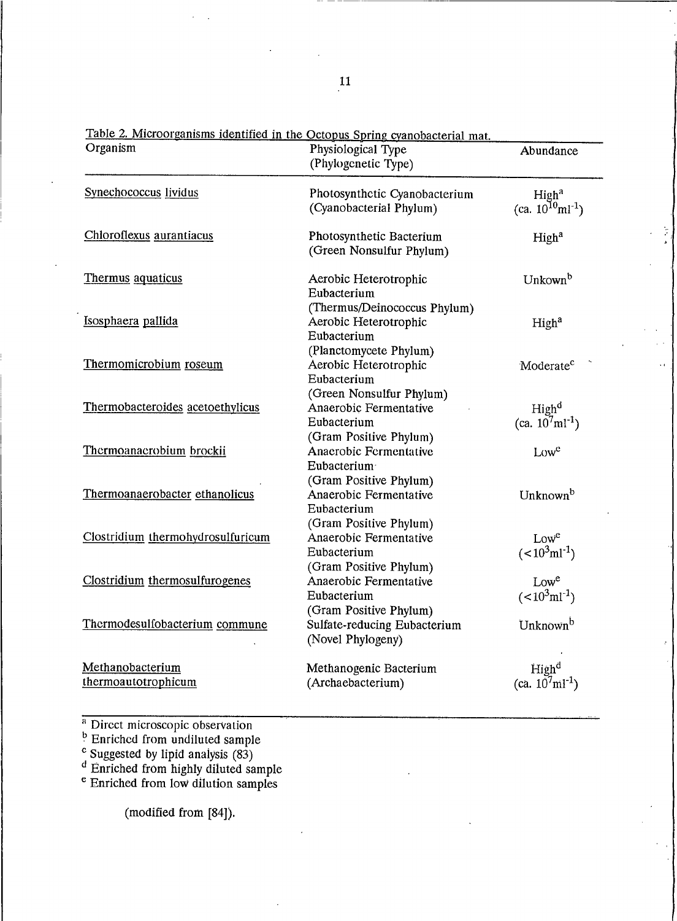Table 2. Microorganisms identified in the Octopus Spring cyanobacterial mat.

| Organism | Physiological Type (Phylogenetic Type) | Abundance |
|---|---|---|
| Synechococcus lividus | Photosynthetic Cyanobacterium (Cyanobacterial Phylum) | High[a] (ca. $10^{10}ml^{-1}$) |
| Chloroflexus aurantiacus | Photosynthetic Bacterium (Green Nonsulfur Phylum) | High[a] |
| Thermus aquaticus | Aerobic Heterotrophic Eubacterium (Thermus/Deinococcus Phylum) | Unkown[b] |
| Isosphaera pallida | Aerobic Heterotrophic Eubacterium (Planctomycete Phylum) | High[a] |
| Thermomicrobium roseum | Aerobic Heterotrophic Eubacterium (Green Nonsulfur Phylum) | Moderate[c] |
| Thermobacteroides acetoethylicus | Anaerobic Fermentative Eubacterium (Gram Positive Phylum) | High[d] (ca. $10^{7}ml^{-1}$) |
| Thermoanaerobium brockii | Anaerobic Fermentative Eubacterium (Gram Positive Phylum) | Low[e] |
| Thermoanaerobacter ethanolicus | Anaerobic Fermentative Eubacterium (Gram Positive Phylum) | Unknown[b] |
| Clostridium thermohydrosulfuricum | Anaerobic Fermentative Eubacterium (Gram Positive Phylum) | Low[e] ($<10^{3}ml^{-1}$) |
| Clostridium thermosulfurogenes | Anaerobic Fermentative Eubacterium (Gram Positive Phylum) | Low[e] ($<10^{3}ml^{-1}$) |
| Thermodesulfobacterium commune | Sulfate-reducing Eubacterium (Novel Phylogeny) | Unknown[b] |
| Methanobacterium thermoautotrophicum | Methanogenic Bacterium (Archaebacterium) | High[d] (ca. $10^{7}ml^{-1}$) |

[a] Direct microscopic observation
[b] Enriched from undiluted sample
[c] Suggested by lipid analysis (83)
[d] Enriched from highly diluted sample
[e] Enriched from low dilution samples

(modified from [84]).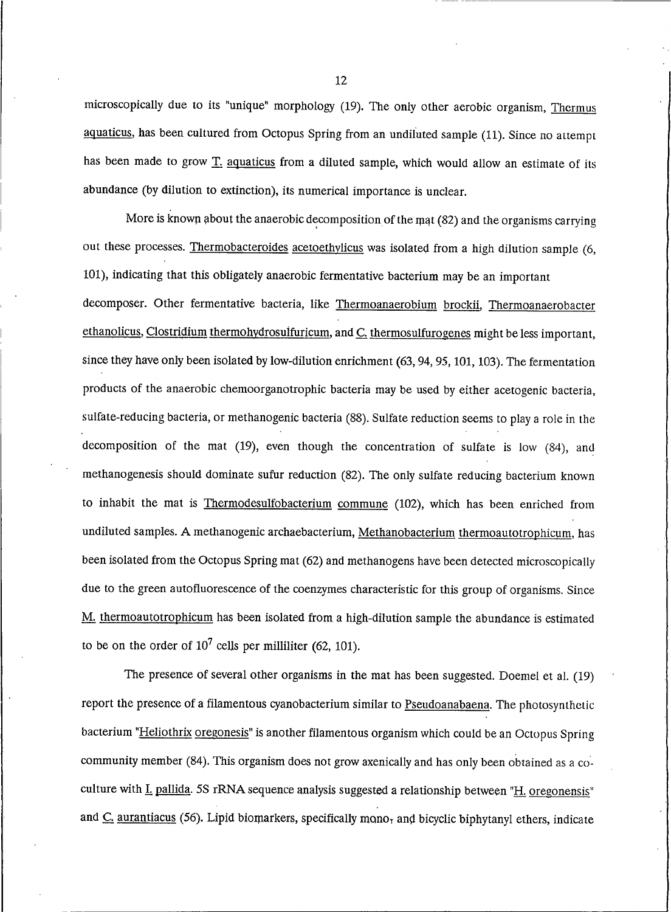microscopically due to its "unique" morphology (19). The only other aerobic organism, Thermus aquaticus, has been cultured from Octopus Spring from an undiluted sample (11). Since no attempt has been made to grow T. aquaticus from a diluted sample, which would allow an estimate of its abundance (by dilution to extinction), its numerical importance is unclear.

More is known about the anaerobic decomposition of the mat (82) and the organisms carrying out these processes. Thermobacteroides acetoethylicus was isolated from a high dilution sample (6, 101), indicating that this obligately anaerobic fermentative bacterium may be an important decomposer. Other fermentative bacteria, like Thermoanaerobium brockii, Thermoanaerobacter ethanolicus, Clostridium thermohydrosulfuricum, and C. thermosulfurogenes might be less important, since they have only been isolated by low-dilution enrichment (63, 94, 95, 101, 103). The fermentation products of the anaerobic chemoorganotrophic bacteria may be used by either acetogenic bacteria, sulfate-reducing bacteria, or methanogenic bacteria (88). Sulfate reduction seems to play a role in the decomposition of the mat (19), even though the concentration of sulfate is low (84), and methanogenesis should dominate sufur reduction (82). The only sulfate reducing bacterium known to inhabit the mat is Thermodesulfobacterium commune (102), which has been enriched from undiluted samples. A methanogenic archaebacterium, Methanobacterium thermoautotrophicum, has been isolated from the Octopus Spring mat (62) and methanogens have been detected microscopically due to the green autofluorescence of the coenzymes characteristic for this group of organisms. Since M. thermoautotrophicum has been isolated from a high-dilution sample the abundance is estimated to be on the order of $10^7$ cells per milliliter (62, 101).

The presence of several other organisms in the mat has been suggested. Doemel et al. (19) report the presence of a filamentous cyanobacterium similar to Pseudoanabaena. The photosynthetic bacterium "Heliothrix oregonesis" is another filamentous organism which could be an Octopus Spring community member (84). This organism does not grow axenically and has only been obtained as a co-culture with I. pallida. 5S rRNA sequence analysis suggested a relationship between "H. oregonensis" and C. aurantiacus (56). Lipid biomarkers, specifically mono- and bicyclic biphytanyl ethers, indicate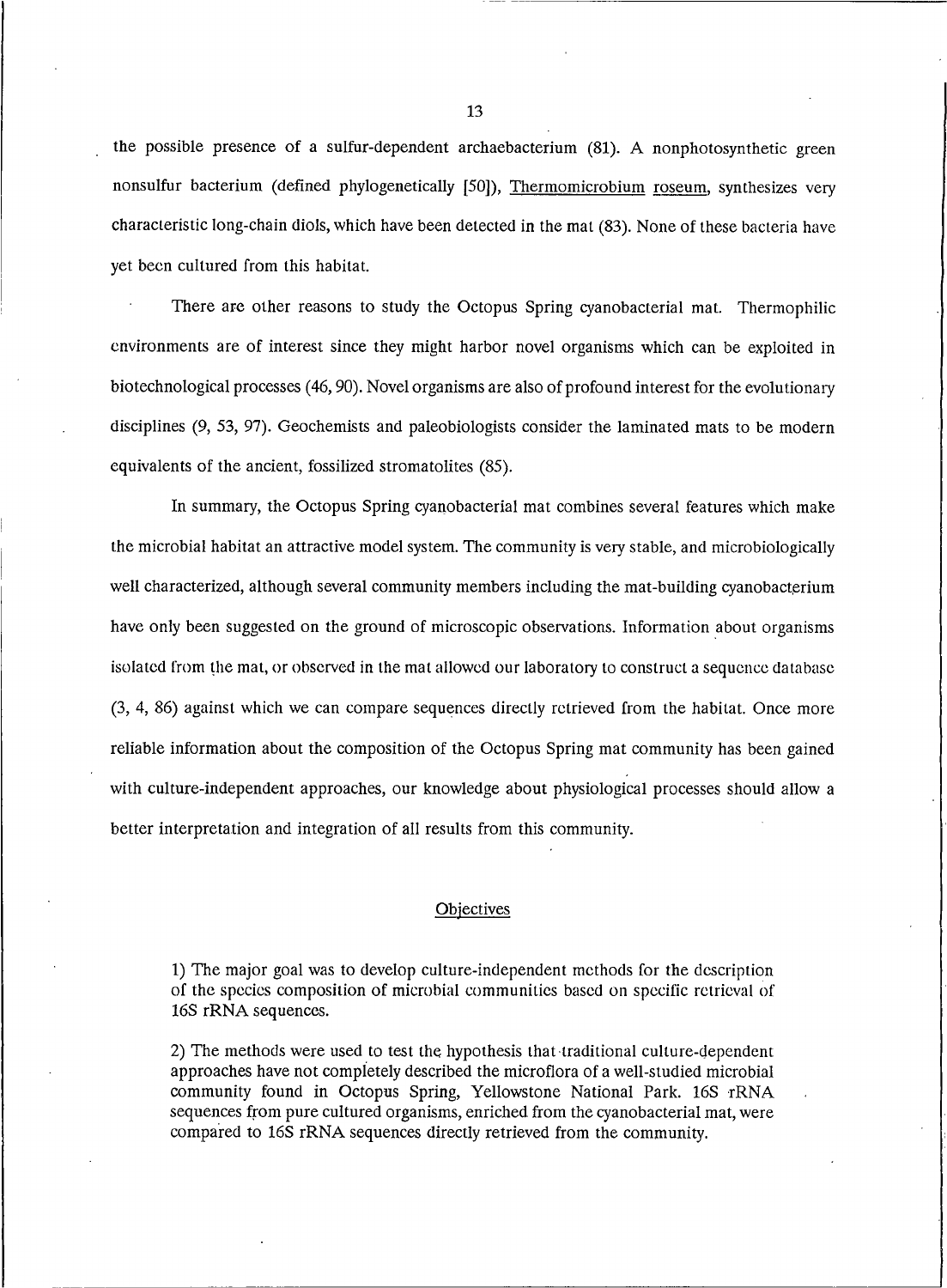the possible presence of a sulfur-dependent archaebacterium (81). A nonphotosynthetic green nonsulfur bacterium (defined phylogenetically [50]), Thermomicrobium roseum, synthesizes very characteristic long-chain diols, which have been detected in the mat (83). None of these bacteria have yet been cultured from this habitat.

There are other reasons to study the Octopus Spring cyanobacterial mat. Thermophilic environments are of interest since they might harbor novel organisms which can be exploited in biotechnological processes (46, 90). Novel organisms are also of profound interest for the evolutionary disciplines (9, 53, 97). Geochemists and paleobiologists consider the laminated mats to be modern equivalents of the ancient, fossilized stromatolites (85).

In summary, the Octopus Spring cyanobacterial mat combines several features which make the microbial habitat an attractive model system. The community is very stable, and microbiologically well characterized, although several community members including the mat-building cyanobacterium have only been suggested on the ground of microscopic observations. Information about organisms isolated from the mat, or observed in the mat allowed our laboratory to construct a sequence database (3, 4, 86) against which we can compare sequences directly retrieved from the habitat. Once more reliable information about the composition of the Octopus Spring mat community has been gained with culture-independent approaches, our knowledge about physiological processes should allow a better interpretation and integration of all results from this community.

## Objectives

1) The major goal was to develop culture-independent methods for the description of the species composition of microbial communities based on specific retrieval of 16S rRNA sequences.

2) The methods were used to test the hypothesis that traditional culture-dependent approaches have not completely described the microflora of a well-studied microbial community found in Octopus Spring, Yellowstone National Park. 16S rRNA sequences from pure cultured organisms, enriched from the cyanobacterial mat, were compared to 16S rRNA sequences directly retrieved from the community.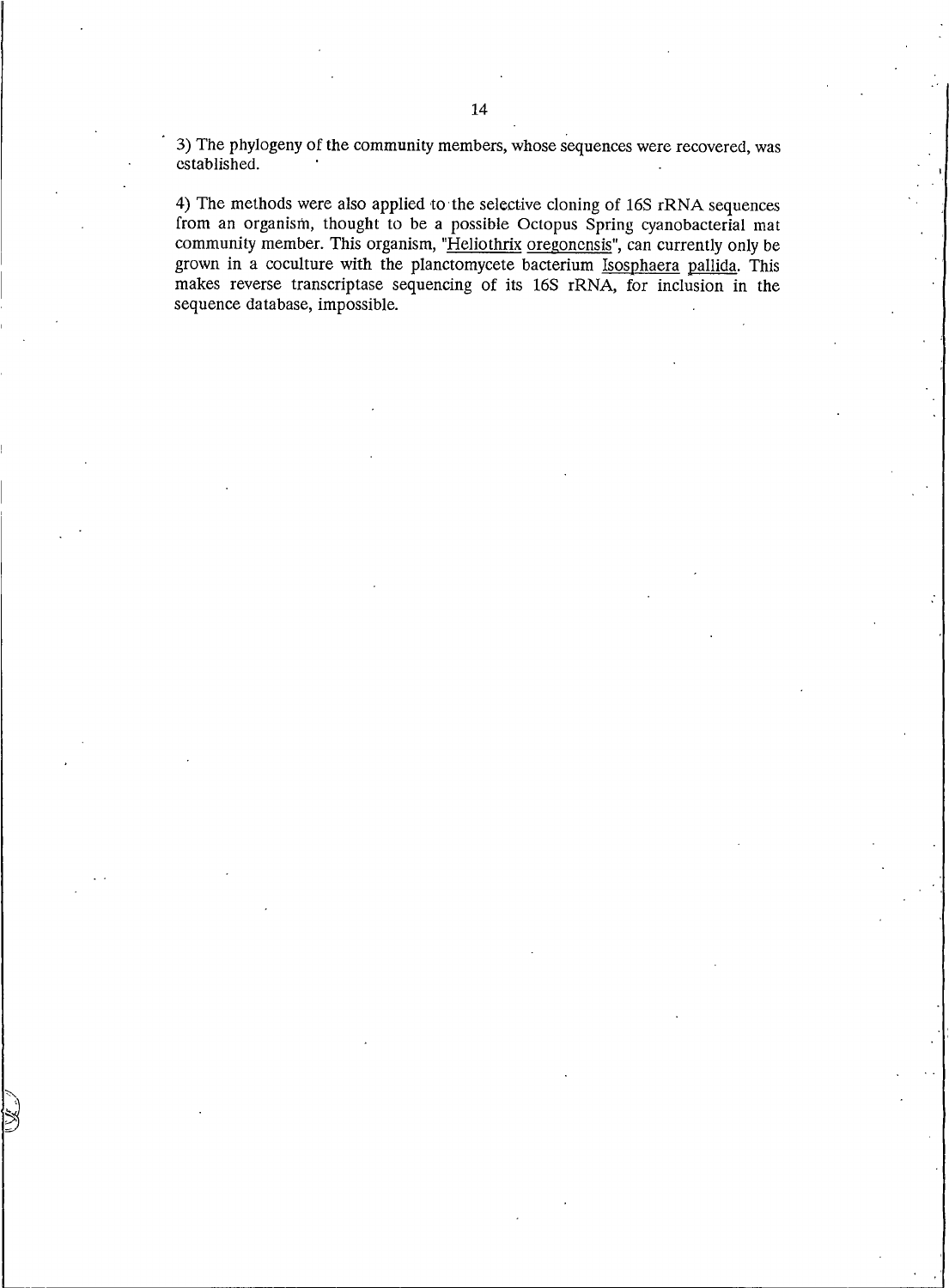3) The phylogeny of the community members, whose sequences were recovered, was established.

4) The methods were also applied to the selective cloning of 16S rRNA sequences from an organism, thought to be a possible Octopus Spring cyanobacterial mat community member. This organism, "Heliothrix oregonensis", can currently only be grown in a coculture with the planctomycete bacterium Isosphaera pallida. This makes reverse transcriptase sequencing of its 16S rRNA, for inclusion in the sequence database, impossible.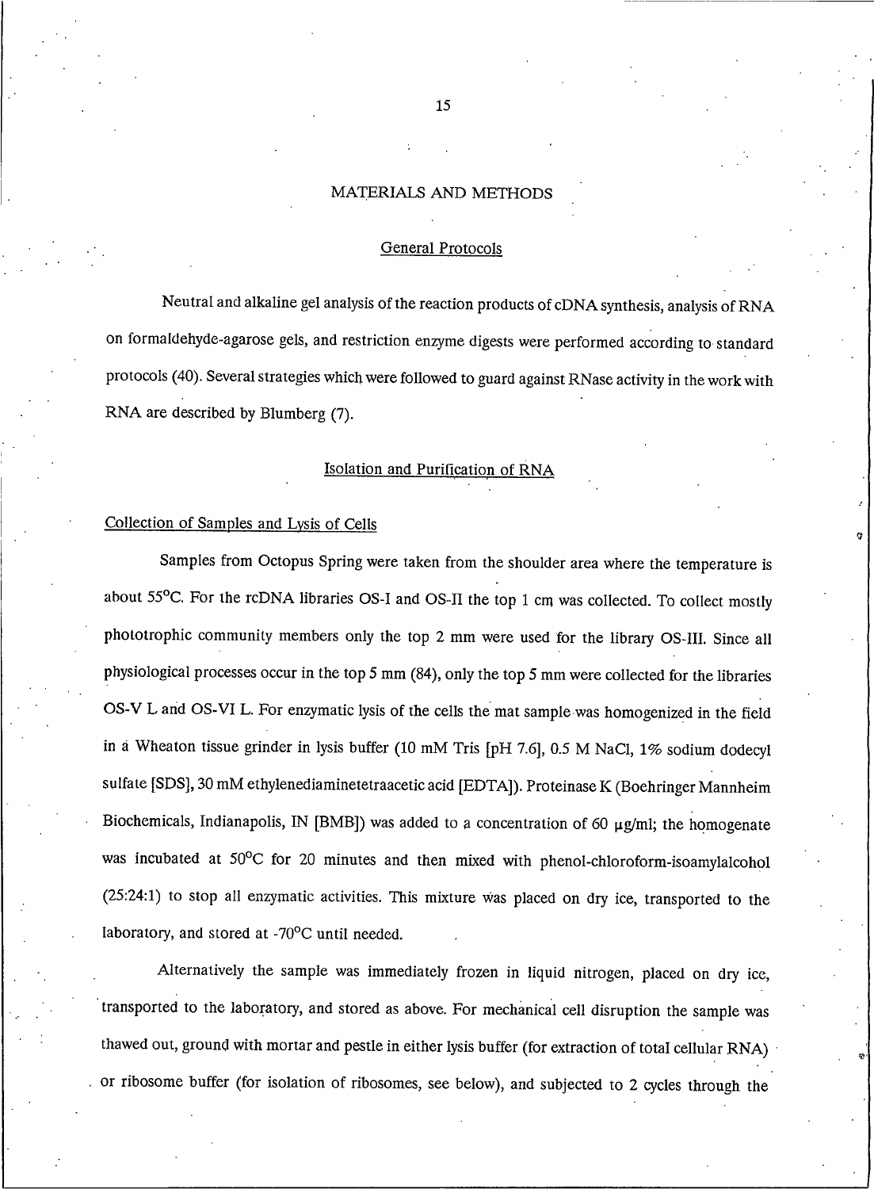# MATERIALS AND METHODS

## General Protocols

Neutral and alkaline gel analysis of the reaction products of cDNA synthesis, analysis of RNA on formaldehyde-agarose gels, and restriction enzyme digests were performed according to standard protocols (40). Several strategies which were followed to guard against RNase activity in the work with RNA are described by Blumberg (7).

## Isolation and Purification of RNA

### Collection of Samples and Lysis of Cells

Samples from Octopus Spring were taken from the shoulder area where the temperature is about 55°C. For the rcDNA libraries OS-I and OS-II the top 1 cm was collected. To collect mostly phototrophic community members only the top 2 mm were used for the library OS-III. Since all physiological processes occur in the top 5 mm (84), only the top 5 mm were collected for the libraries OS-V L and OS-VI L. For enzymatic lysis of the cells the mat sample was homogenized in the field in a Wheaton tissue grinder in lysis buffer (10 mM Tris [pH 7.6], 0.5 M NaCl, 1% sodium dodecyl sulfate [SDS], 30 mM ethylenediaminetetraacetic acid [EDTA]). Proteinase K (Boehringer Mannheim Biochemicals, Indianapolis, IN [BMB]) was added to a concentration of 60 μg/ml; the homogenate was incubated at 50°C for 20 minutes and then mixed with phenol-chloroform-isoamylalcohol (25:24:1) to stop all enzymatic activities. This mixture was placed on dry ice, transported to the laboratory, and stored at -70°C until needed.

Alternatively the sample was immediately frozen in liquid nitrogen, placed on dry ice, transported to the laboratory, and stored as above. For mechanical cell disruption the sample was thawed out, ground with mortar and pestle in either lysis buffer (for extraction of total cellular RNA) or ribosome buffer (for isolation of ribosomes, see below), and subjected to 2 cycles through the